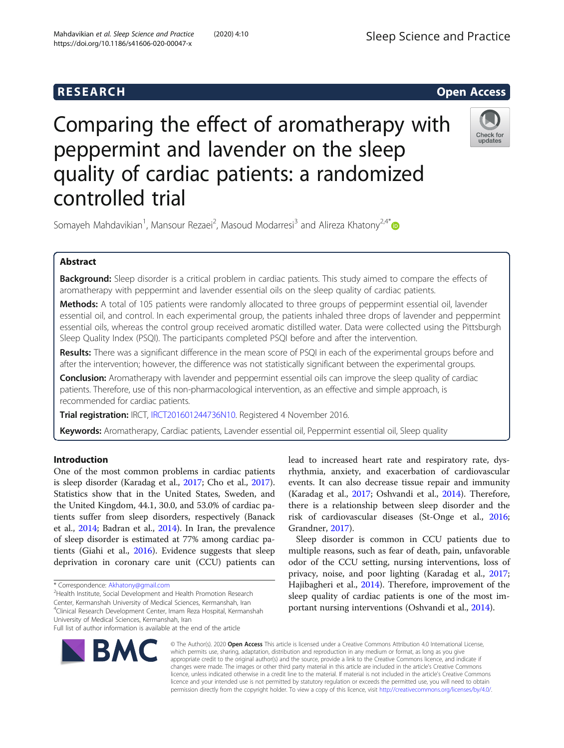RESEARCH

Open Access

# Comparing the effect of aromatherapy with peppermint and lavender on the sleep quality of cardiac patients: a randomized controlled trial

Somayeh Mahdavikian[1], Mansour Rezaei[2], Masoud Modarresi[3] and Alireza Khatony[2,4*]

## Abstract

**Background:** Sleep disorder is a critical problem in cardiac patients. This study aimed to compare the effects of aromatherapy with peppermint and lavender essential oils on the sleep quality of cardiac patients.

**Methods:** A total of 105 patients were randomly allocated to three groups of peppermint essential oil, lavender essential oil, and control. In each experimental group, the patients inhaled three drops of lavender and peppermint essential oils, whereas the control group received aromatic distilled water. Data were collected using the Pittsburgh Sleep Quality Index (PSQI). The participants completed PSQI before and after the intervention.

**Results:** There was a significant difference in the mean score of PSQI in each of the experimental groups before and after the intervention; however, the difference was not statistically significant between the experimental groups.

**Conclusion:** Aromatherapy with lavender and peppermint essential oils can improve the sleep quality of cardiac patients. Therefore, use of this non-pharmacological intervention, as an effective and simple approach, is recommended for cardiac patients.

**Trial registration:** IRCT, IRCT201601244736N10. Registered 4 November 2016.

**Keywords:** Aromatherapy, Cardiac patients, Lavender essential oil, Peppermint essential oil, Sleep quality

## Introduction

One of the most common problems in cardiac patients is sleep disorder (Karadag et al., 2017; Cho et al., 2017). Statistics show that in the United States, Sweden, and the United Kingdom, 44.1, 30.0, and 53.0% of cardiac patients suffer from sleep disorders, respectively (Banack et al., 2014; Badran et al., 2014). In Iran, the prevalence of sleep disorder is estimated at 77% among cardiac patients (Giahi et al., 2016). Evidence suggests that sleep deprivation in coronary care unit (CCU) patients can lead to increased heart rate and respiratory rate, dysrhythmia, anxiety, and exacerbation of cardiovascular events. It can also decrease tissue repair and immunity (Karadag et al., 2017; Oshvandi et al., 2014). Therefore, there is a relationship between sleep disorder and the risk of cardiovascular diseases (St-Onge et al., 2016; Grandner, 2017).

Sleep disorder is common in CCU patients due to multiple reasons, such as fear of death, pain, unfavorable odor of the CCU setting, nursing interventions, loss of privacy, noise, and poor lighting (Karadag et al., 2017; Hajibagheri et al., 2014). Therefore, improvement of the sleep quality of cardiac patients is one of the most important nursing interventions (Oshvandi et al., 2014).

\* Correspondence: Akhatony@gmail.com

[2]Health Institute, Social Development and Health Promotion Research Center, Kermanshah University of Medical Sciences, Kermanshah, Iran

[4]Clinical Research Development Center, Imam Reza Hospital, Kermanshah University of Medical Sciences, Kermanshah, Iran

Full list of author information is available at the end of the article

© The Author(s). 2020 **Open Access** This article is licensed under a Creative Commons Attribution 4.0 International License, which permits use, sharing, adaptation, distribution and reproduction in any medium or format, as long as you give appropriate credit to the original author(s) and the source, provide a link to the Creative Commons licence, and indicate if changes were made. The images or other third party material in this article are included in the article's Creative Commons licence, unless indicated otherwise in a credit line to the material. If material is not included in the article's Creative Commons licence and your intended use is not permitted by statutory regulation or exceeds the permitted use, you will need to obtain permission directly from the copyright holder. To view a copy of this licence, visit http://creativecommons.org/licenses/by/4.0/.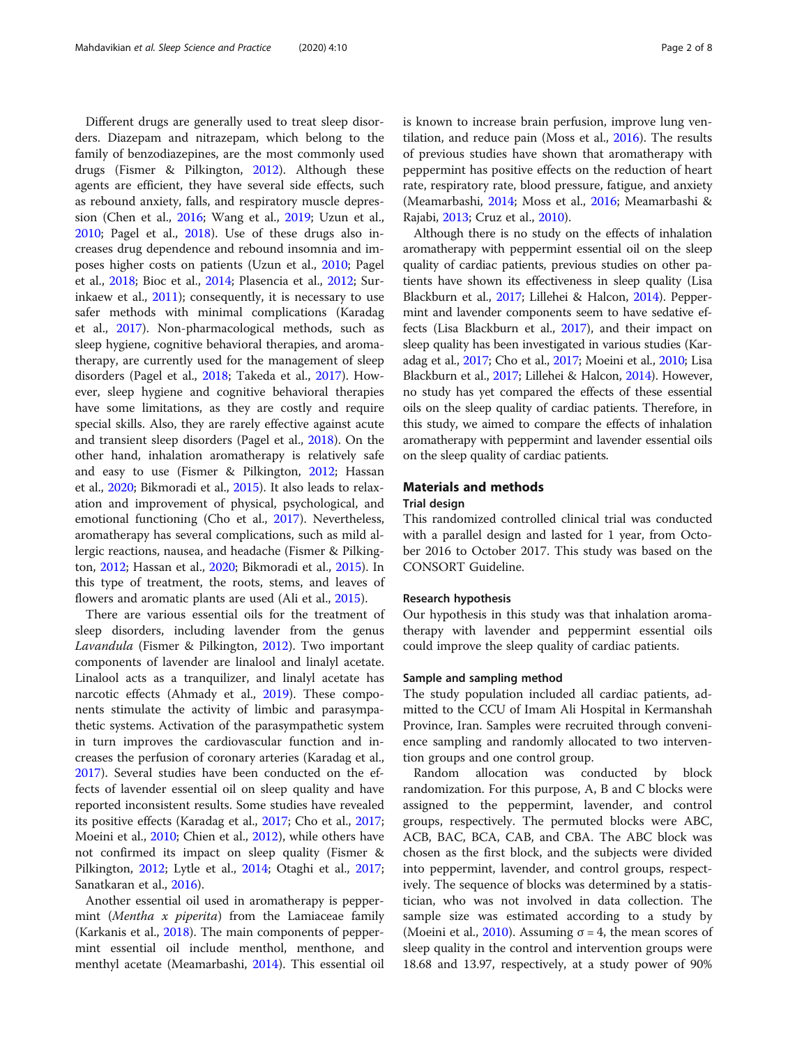Different drugs are generally used to treat sleep disorders. Diazepam and nitrazepam, which belong to the family of benzodiazepines, are the most commonly used drugs (Fismer & Pilkington, 2012). Although these agents are efficient, they have several side effects, such as rebound anxiety, falls, and respiratory muscle depression (Chen et al., 2016; Wang et al., 2019; Uzun et al., 2010; Pagel et al., 2018). Use of these drugs also increases drug dependence and rebound insomnia and imposes higher costs on patients (Uzun et al., 2010; Pagel et al., 2018; Bioc et al., 2014; Plasencia et al., 2012; Surinkaew et al., 2011); consequently, it is necessary to use safer methods with minimal complications (Karadag et al., 2017). Non-pharmacological methods, such as sleep hygiene, cognitive behavioral therapies, and aromatherapy, are currently used for the management of sleep disorders (Pagel et al., 2018; Takeda et al., 2017). However, sleep hygiene and cognitive behavioral therapies have some limitations, as they are costly and require special skills. Also, they are rarely effective against acute and transient sleep disorders (Pagel et al., 2018). On the other hand, inhalation aromatherapy is relatively safe and easy to use (Fismer & Pilkington, 2012; Hassan et al., 2020; Bikmoradi et al., 2015). It also leads to relaxation and improvement of physical, psychological, and emotional functioning (Cho et al., 2017). Nevertheless, aromatherapy has several complications, such as mild allergic reactions, nausea, and headache (Fismer & Pilkington, 2012; Hassan et al., 2020; Bikmoradi et al., 2015). In this type of treatment, the roots, stems, and leaves of flowers and aromatic plants are used (Ali et al., 2015).

There are various essential oils for the treatment of sleep disorders, including lavender from the genus *Lavandula* (Fismer & Pilkington, 2012). Two important components of lavender are linalool and linalyl acetate. Linalool acts as a tranquilizer, and linalyl acetate has narcotic effects (Ahmady et al., 2019). These components stimulate the activity of limbic and parasympathetic systems. Activation of the parasympathetic system in turn improves the cardiovascular function and increases the perfusion of coronary arteries (Karadag et al., 2017). Several studies have been conducted on the effects of lavender essential oil on sleep quality and have reported inconsistent results. Some studies have revealed its positive effects (Karadag et al., 2017; Cho et al., 2017; Moeini et al., 2010; Chien et al., 2012), while others have not confirmed its impact on sleep quality (Fismer & Pilkington, 2012; Lytle et al., 2014; Otaghi et al., 2017; Sanatkaran et al., 2016).

Another essential oil used in aromatherapy is peppermint (*Mentha x piperita*) from the Lamiaceae family (Karkanis et al., 2018). The main components of peppermint essential oil include menthol, menthone, and menthyl acetate (Meamarbashi, 2014). This essential oil is known to increase brain perfusion, improve lung ventilation, and reduce pain (Moss et al., 2016). The results of previous studies have shown that aromatherapy with peppermint has positive effects on the reduction of heart rate, respiratory rate, blood pressure, fatigue, and anxiety (Meamarbashi, 2014; Moss et al., 2016; Meamarbashi & Rajabi, 2013; Cruz et al., 2010).

Although there is no study on the effects of inhalation aromatherapy with peppermint essential oil on the sleep quality of cardiac patients, previous studies on other patients have shown its effectiveness in sleep quality (Lisa Blackburn et al., 2017; Lillehei & Halcon, 2014). Peppermint and lavender components seem to have sedative effects (Lisa Blackburn et al., 2017), and their impact on sleep quality has been investigated in various studies (Karadag et al., 2017; Cho et al., 2017; Moeini et al., 2010; Lisa Blackburn et al., 2017; Lillehei & Halcon, 2014). However, no study has yet compared the effects of these essential oils on the sleep quality of cardiac patients. Therefore, in this study, we aimed to compare the effects of inhalation aromatherapy with peppermint and lavender essential oils on the sleep quality of cardiac patients.

## Materials and methods

### Trial design

This randomized controlled clinical trial was conducted with a parallel design and lasted for 1 year, from October 2016 to October 2017. This study was based on the CONSORT Guideline.

### Research hypothesis

Our hypothesis in this study was that inhalation aromatherapy with lavender and peppermint essential oils could improve the sleep quality of cardiac patients.

### Sample and sampling method

The study population included all cardiac patients, admitted to the CCU of Imam Ali Hospital in Kermanshah Province, Iran. Samples were recruited through convenience sampling and randomly allocated to two intervention groups and one control group.

Random allocation was conducted by block randomization. For this purpose, A, B and C blocks were assigned to the peppermint, lavender, and control groups, respectively. The permuted blocks were ABC, ACB, BAC, BCA, CAB, and CBA. The ABC block was chosen as the first block, and the subjects were divided into peppermint, lavender, and control groups, respectively. The sequence of blocks was determined by a statistician, who was not involved in data collection. The sample size was estimated according to a study by (Moeini et al., 2010). Assuming $\sigma = 4$, the mean scores of sleep quality in the control and intervention groups were 18.68 and 13.97, respectively, at a study power of 90%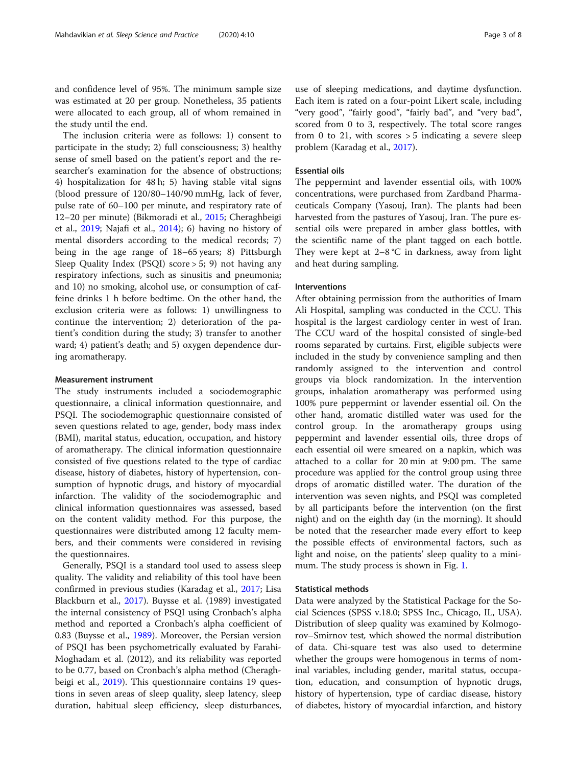and confidence level of 95%. The minimum sample size was estimated at 20 per group. Nonetheless, 35 patients were allocated to each group, all of whom remained in the study until the end.

The inclusion criteria were as follows: 1) consent to participate in the study; 2) full consciousness; 3) healthy sense of smell based on the patient's report and the researcher's examination for the absence of obstructions; 4) hospitalization for 48 h; 5) having stable vital signs (blood pressure of 120/80–140/90 mmHg, lack of fever, pulse rate of 60–100 per minute, and respiratory rate of 12–20 per minute) (Bikmoradi et al., 2015; Cheraghbeigi et al., 2019; Najafi et al., 2014); 6) having no history of mental disorders according to the medical records; 7) being in the age range of 18–65 years; 8) Pittsburgh Sleep Quality Index (PSQI) score > 5; 9) not having any respiratory infections, such as sinusitis and pneumonia; and 10) no smoking, alcohol use, or consumption of caffeine drinks 1 h before bedtime. On the other hand, the exclusion criteria were as follows: 1) unwillingness to continue the intervention; 2) deterioration of the patient's condition during the study; 3) transfer to another ward; 4) patient's death; and 5) oxygen dependence during aromatherapy.

### Measurement instrument

The study instruments included a sociodemographic questionnaire, a clinical information questionnaire, and PSQI. The sociodemographic questionnaire consisted of seven questions related to age, gender, body mass index (BMI), marital status, education, occupation, and history of aromatherapy. The clinical information questionnaire consisted of five questions related to the type of cardiac disease, history of diabetes, history of hypertension, consumption of hypnotic drugs, and history of myocardial infarction. The validity of the sociodemographic and clinical information questionnaires was assessed, based on the content validity method. For this purpose, the questionnaires were distributed among 12 faculty members, and their comments were considered in revising the questionnaires.

Generally, PSQI is a standard tool used to assess sleep quality. The validity and reliability of this tool have been confirmed in previous studies (Karadag et al., 2017; Lisa Blackburn et al., 2017). Buysse et al. (1989) investigated the internal consistency of PSQI using Cronbach's alpha method and reported a Cronbach's alpha coefficient of 0.83 (Buysse et al., 1989). Moreover, the Persian version of PSQI has been psychometrically evaluated by Farahi-Moghadam et al. (2012), and its reliability was reported to be 0.77, based on Cronbach's alpha method (Cheraghbeigi et al., 2019). This questionnaire contains 19 questions in seven areas of sleep quality, sleep latency, sleep duration, habitual sleep efficiency, sleep disturbances, use of sleeping medications, and daytime dysfunction. Each item is rated on a four-point Likert scale, including "very good", "fairly good", "fairly bad", and "very bad", scored from 0 to 3, respectively. The total score ranges from 0 to 21, with scores > 5 indicating a severe sleep problem (Karadag et al., 2017).

### Essential oils

The peppermint and lavender essential oils, with 100% concentrations, were purchased from Zardband Pharmaceuticals Company (Yasouj, Iran). The plants had been harvested from the pastures of Yasouj, Iran. The pure essential oils were prepared in amber glass bottles, with the scientific name of the plant tagged on each bottle. They were kept at 2–8 °C in darkness, away from light and heat during sampling.

### Interventions

After obtaining permission from the authorities of Imam Ali Hospital, sampling was conducted in the CCU. This hospital is the largest cardiology center in west of Iran. The CCU ward of the hospital consisted of single-bed rooms separated by curtains. First, eligible subjects were included in the study by convenience sampling and then randomly assigned to the intervention and control groups via block randomization. In the intervention groups, inhalation aromatherapy was performed using 100% pure peppermint or lavender essential oil. On the other hand, aromatic distilled water was used for the control group. In the aromatherapy groups using peppermint and lavender essential oils, three drops of each essential oil were smeared on a napkin, which was attached to a collar for 20 min at 9:00 pm. The same procedure was applied for the control group using three drops of aromatic distilled water. The duration of the intervention was seven nights, and PSQI was completed by all participants before the intervention (on the first night) and on the eighth day (in the morning). It should be noted that the researcher made every effort to keep the possible effects of environmental factors, such as light and noise, on the patients' sleep quality to a minimum. The study process is shown in Fig. 1.

### Statistical methods

Data were analyzed by the Statistical Package for the Social Sciences (SPSS v.18.0; SPSS Inc., Chicago, IL, USA). Distribution of sleep quality was examined by Kolmogorov–Smirnov test, which showed the normal distribution of data. Chi-square test was also used to determine whether the groups were homogenous in terms of nominal variables, including gender, marital status, occupation, education, and consumption of hypnotic drugs, history of hypertension, type of cardiac disease, history of diabetes, history of myocardial infarction, and history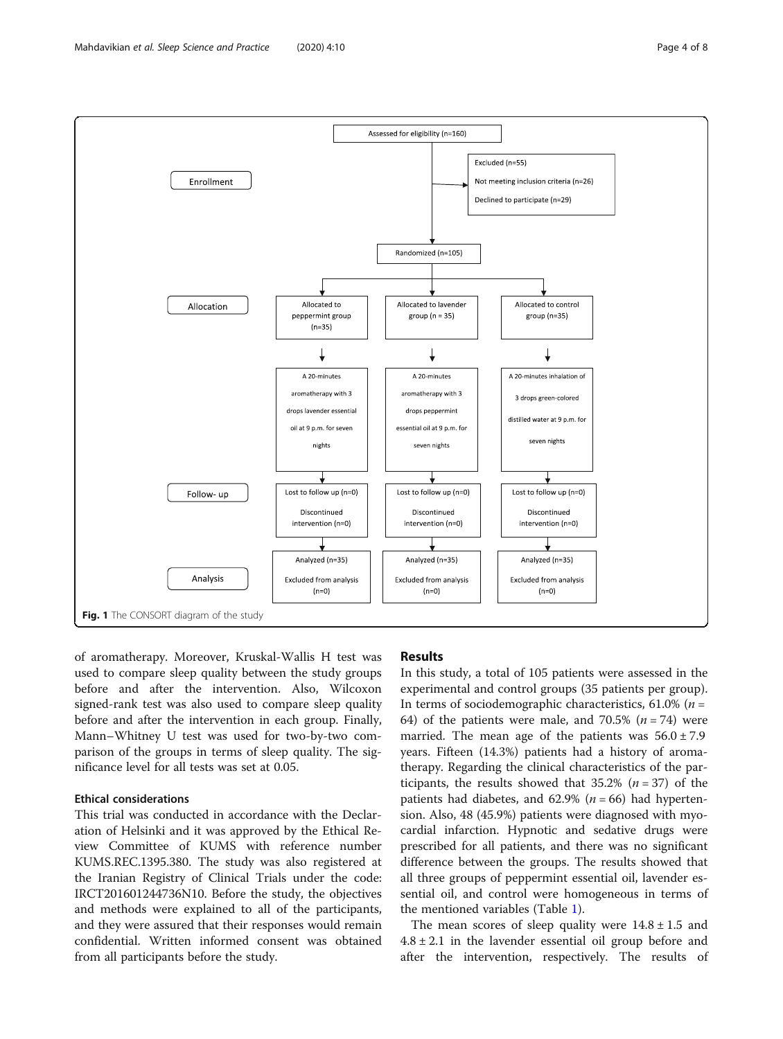Assessed for eligibility (n=160)

Enrollment

Excluded (n=55)
Not meeting inclusion criteria (n=26)
Declined to participate (n=29)

Randomized (n=105)

Allocation

| Allocated to peppermint group (n=35) | Allocated to lavender group (n = 35) | Allocated to control group (n=35) |
|---|---|---|
| A 20-minutes aromatherapy with 3 drops lavender essential oil at 9 p.m. for seven nights | A 20-minutes aromatherapy with 3 drops peppermint essential oil at 9 p.m. for seven nights | A 20-minutes inhalation of 3 drops green-colored distilled water at 9 p.m. for seven nights |

Follow- up

| Lost to follow up (n=0) Discontinued intervention (n=0) | Lost to follow up (n=0) Discontinued intervention (n=0) | Lost to follow up (n=0) Discontinued intervention (n=0) |
|---|---|---|

Analysis

| Analyzed (n=35) Excluded from analysis (n=0) | Analyzed (n=35) Excluded from analysis (n=0) | Analyzed (n=35) Excluded from analysis (n=0) |
|---|---|---|

**Fig. 1** The CONSORT diagram of the study

of aromatherapy. Moreover, Kruskal-Wallis H test was used to compare sleep quality between the study groups before and after the intervention. Also, Wilcoxon signed-rank test was also used to compare sleep quality before and after the intervention in each group. Finally, Mann–Whitney U test was used for two-by-two comparison of the groups in terms of sleep quality. The significance level for all tests was set at 0.05.

### Ethical considerations

This trial was conducted in accordance with the Declaration of Helsinki and it was approved by the Ethical Review Committee of KUMS with reference number KUMS.REC.1395.380. The study was also registered at the Iranian Registry of Clinical Trials under the code: IRCT201601244736N10. Before the study, the objectives and methods were explained to all of the participants, and they were assured that their responses would remain confidential. Written informed consent was obtained from all participants before the study.

## Results

In this study, a total of 105 patients were assessed in the experimental and control groups (35 patients per group). In terms of sociodemographic characteristics, 61.0% ($n$ = 64) of the patients were male, and 70.5% ($n$ = 74) were married. The mean age of the patients was $56.0 \pm 7.9$ years. Fifteen (14.3%) patients had a history of aromatherapy. Regarding the clinical characteristics of the participants, the results showed that 35.2% ($n$ = 37) of the patients had diabetes, and 62.9% ($n$ = 66) had hypertension. Also, 48 (45.9%) patients were diagnosed with myocardial infarction. Hypnotic and sedative drugs were prescribed for all patients, and there was no significant difference between the groups. The results showed that all three groups of peppermint essential oil, lavender essential oil, and control were homogeneous in terms of the mentioned variables (Table 1).

The mean scores of sleep quality were $14.8 \pm 1.5$ and $4.8 \pm 2.1$ in the lavender essential oil group before and after the intervention, respectively. The results of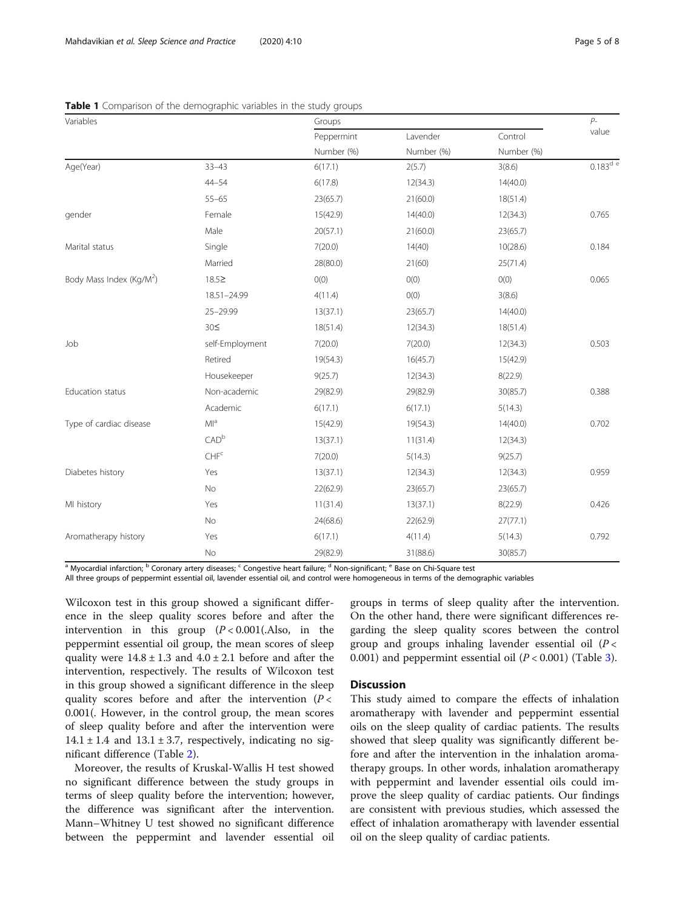**Table 1** Comparison of the demographic variables in the study groups

| Variables | | Groups | | | P-value |
|---|---|---|---|---|---|
| | | Peppermint | Lavender | Control | |
| | | Number (%) | Number (%) | Number (%) | |
| Age(Year) | 33–43 | 6(17.1) | 2(5.7) | 3(8.6) | 0.183[d e] |
| | 44–54 | 6(17.8) | 12(34.3) | 14(40.0) | |
| | 55–65 | 23(65.7) | 21(60.0) | 18(51.4) | |
| gender | Female | 15(42.9) | 14(40.0) | 12(34.3) | 0.765 |
| | Male | 20(57.1) | 21(60.0) | 23(65.7) | |
| Marital status | Single | 7(20.0) | 14(40) | 10(28.6) | 0.184 |
| | Married | 28(80.0) | 21(60) | 25(71.4) | |
| Body Mass Index ($Kg/M^2$) | 18.5≥ | 0(0) | 0(0) | 0(0) | 0.065 |
| | 18.51–24.99 | 4(11.4) | 0(0) | 3(8.6) | |
| | 25–29.99 | 13(37.1) | 23(65.7) | 14(40.0) | |
| | 30≤ | 18(51.4) | 12(34.3) | 18(51.4) | |
| Job | self-Employment | 7(20.0) | 7(20.0) | 12(34.3) | 0.503 |
| | Retired | 19(54.3) | 16(45.7) | 15(42.9) | |
| | Housekeeper | 9(25.7) | 12(34.3) | 8(22.9) | |
| Education status | Non-academic | 29(82.9) | 29(82.9) | 30(85.7) | 0.388 |
| | Academic | 6(17.1) | 6(17.1) | 5(14.3) | |
| Type of cardiac disease | MI[a] | 15(42.9) | 19(54.3) | 14(40.0) | 0.702 |
| | CAD[b] | 13(37.1) | 11(31.4) | 12(34.3) | |
| | CHF[c] | 7(20.0) | 5(14.3) | 9(25.7) | |
| Diabetes history | Yes | 13(37.1) | 12(34.3) | 12(34.3) | 0.959 |
| | No | 22(62.9) | 23(65.7) | 23(65.7) | |
| MI history | Yes | 11(31.4) | 13(37.1) | 8(22.9) | 0.426 |
| | No | 24(68.6) | 22(62.9) | 27(77.1) | |
| Aromatherapy history | Yes | 6(17.1) | 4(11.4) | 5(14.3) | 0.792 |
| | No | 29(82.9) | 31(88.6) | 30(85.7) | |

[a] Myocardial infarction; [b] Coronary artery diseases; [c] Congestive heart failure; [d] Non-significant; [e] Base on Chi-Square test

All three groups of peppermint essential oil, lavender essential oil, and control were homogeneous in terms of the demographic variables

Wilcoxon test in this group showed a significant difference in the sleep quality scores before and after the intervention in this group ($P < 0.001$(.Also, in the peppermint essential oil group, the mean scores of sleep quality were $14.8 \pm 1.3$ and $4.0 \pm 2.1$ before and after the intervention, respectively. The results of Wilcoxon test in this group showed a significant difference in the sleep quality scores before and after the intervention ($P < 0.001$(. However, in the control group, the mean scores of sleep quality before and after the intervention were $14.1 \pm 1.4$ and $13.1 \pm 3.7$, respectively, indicating no significant difference (Table 2).

Moreover, the results of Kruskal-Wallis H test showed no significant difference between the study groups in terms of sleep quality before the intervention; however, the difference was significant after the intervention. Mann–Whitney U test showed no significant difference between the peppermint and lavender essential oil groups in terms of sleep quality after the intervention. On the other hand, there were significant differences regarding the sleep quality scores between the control group and groups inhaling lavender essential oil ($P < 0.001$) and peppermint essential oil ($P < 0.001$) (Table 3).

## Discussion

This study aimed to compare the effects of inhalation aromatherapy with lavender and peppermint essential oils on the sleep quality of cardiac patients. The results showed that sleep quality was significantly different before and after the intervention in the inhalation aromatherapy groups. In other words, inhalation aromatherapy with peppermint and lavender essential oils could improve the sleep quality of cardiac patients. Our findings are consistent with previous studies, which assessed the effect of inhalation aromatherapy with lavender essential oil on the sleep quality of cardiac patients.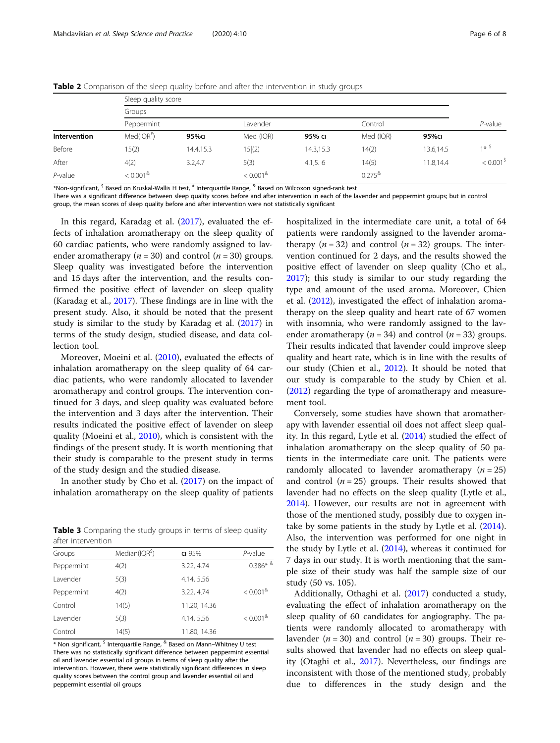**Table 2** Comparison of the sleep quality before and after the intervention in study groups

| | Sleep quality score | | | | | | |
|---|---|---|---|---|---|---|---|
| | Groups | | | | | | |
| | Peppermint | | Lavender | | Control | | *P*-value |
| **Intervention** | Med(IQR[#]) | **95%CI** | Med (IQR) | **95% CI** | Med (IQR) | **95%CI** | |
| Before | 15(2) | 14.4,15.3 | 15\|(2) | 14.3,15.3 | 14(2) | 13.6,14.5 | 1* [$] |
| After | 4(2) | 3.2,4.7 | 5(3) | 4.1,5. 6 | 14(5) | 11.8,14.4 | < 0.001[$] |
| *P*-value | < 0.001[&] | | < 0.001[&] | | 0.275[&] | | |

*Non-significant, [$] Based on Kruskal-Wallis H test, [#] Interquartile Range, [&] Based on Wilcoxon signed-rank test
There was a significant difference between sleep quality scores before and after intervention in each of the lavender and peppermint groups; but in control group, the mean scores of sleep quality before and after intervention were not statistically significant

In this regard, Karadag et al. (2017), evaluated the effects of inhalation aromatherapy on the sleep quality of 60 cardiac patients, who were randomly assigned to lavender aromatherapy ($n = 30$) and control ($n = 30$) groups. Sleep quality was investigated before the intervention and 15 days after the intervention, and the results confirmed the positive effect of lavender on sleep quality (Karadag et al., 2017). These findings are in line with the present study. Also, it should be noted that the present study is similar to the study by Karadag et al. (2017) in terms of the study design, studied disease, and data collection tool.

Moreover, Moeini et al. (2010), evaluated the effects of inhalation aromatherapy on the sleep quality of 64 cardiac patients, who were randomly allocated to lavender aromatherapy and control groups. The intervention continued for 3 days, and sleep quality was evaluated before the intervention and 3 days after the intervention. Their results indicated the positive effect of lavender on sleep quality (Moeini et al., 2010), which is consistent with the findings of the present study. It is worth mentioning that their study is comparable to the present study in terms of the study design and the studied disease.

In another study by Cho et al. (2017) on the impact of inhalation aromatherapy on the sleep quality of patients hospitalized in the intermediate care unit, a total of 64 patients were randomly assigned to the lavender aromatherapy ($n = 32$) and control ($n = 32$) groups. The intervention continued for 2 days, and the results showed the positive effect of lavender on sleep quality (Cho et al., 2017); this study is similar to our study regarding the type and amount of the used aroma. Moreover, Chien et al. (2012), investigated the effect of inhalation aromatherapy on the sleep quality and heart rate of 67 women with insomnia, who were randomly assigned to the lavender aromatherapy ($n = 34$) and control ($n = 33$) groups. Their results indicated that lavender could improve sleep quality and heart rate, which is in line with the results of our study (Chien et al., 2012). It should be noted that our study is comparable to the study by Chien et al. (2012) regarding the type of aromatherapy and measurement tool.

Conversely, some studies have shown that aromatherapy with lavender essential oil does not affect sleep quality. In this regard, Lytle et al. (2014) studied the effect of inhalation aromatherapy on the sleep quality of 50 patients in the intermediate care unit. The patients were randomly allocated to lavender aromatherapy ($n = 25$) and control ($n = 25$) groups. Their results showed that lavender had no effects on the sleep quality (Lytle et al., 2014). However, our results are not in agreement with those of the mentioned study, possibly due to oxygen intake by some patients in the study by Lytle et al. (2014). Also, the intervention was performed for one night in the study by Lytle et al. (2014), whereas it continued for 7 days in our study. It is worth mentioning that the sample size of their study was half the sample size of our study (50 vs. 105).

Additionally, Othaghi et al. (2017) conducted a study, evaluating the effect of inhalation aromatherapy on the sleep quality of 60 candidates for angiography. The patients were randomly allocated to aromatherapy with lavender ($n = 30$) and control ($n = 30$) groups. Their results showed that lavender had no effects on sleep quality (Otaghi et al., 2017). Nevertheless, our findings are inconsistent with those of the mentioned study, probably due to differences in the study design and the

**Table 3** Comparing the study groups in terms of sleep quality after intervention

| Groups | Median(IQR[$]) | CI 95% | *P*-value |
|---|---|---|---|
| Peppermint | 4(2) | 3.22, 4.74 | 0.386* [&] |
| Lavender | 5(3) | 4.14, 5.56 | |
| Peppermint | 4(2) | 3.22, 4.74 | < 0.001[&] |
| Control | 14(5) | 11.20, 14.36 | |
| Lavender | 5(3) | 4.14, 5.56 | < 0.001[&] |
| Control | 14(5) | 11.80, 14.36 | |

* Non significant, [$] Interquartile Range, [&] Based on Mann–Whitney U test
There was no statistically significant difference between peppermint essential oil and lavender essential oil groups in terms of sleep quality after the intervention. However, there were statistically significant differences in sleep quality scores between the control group and lavender essential oil and peppermint essential oil groups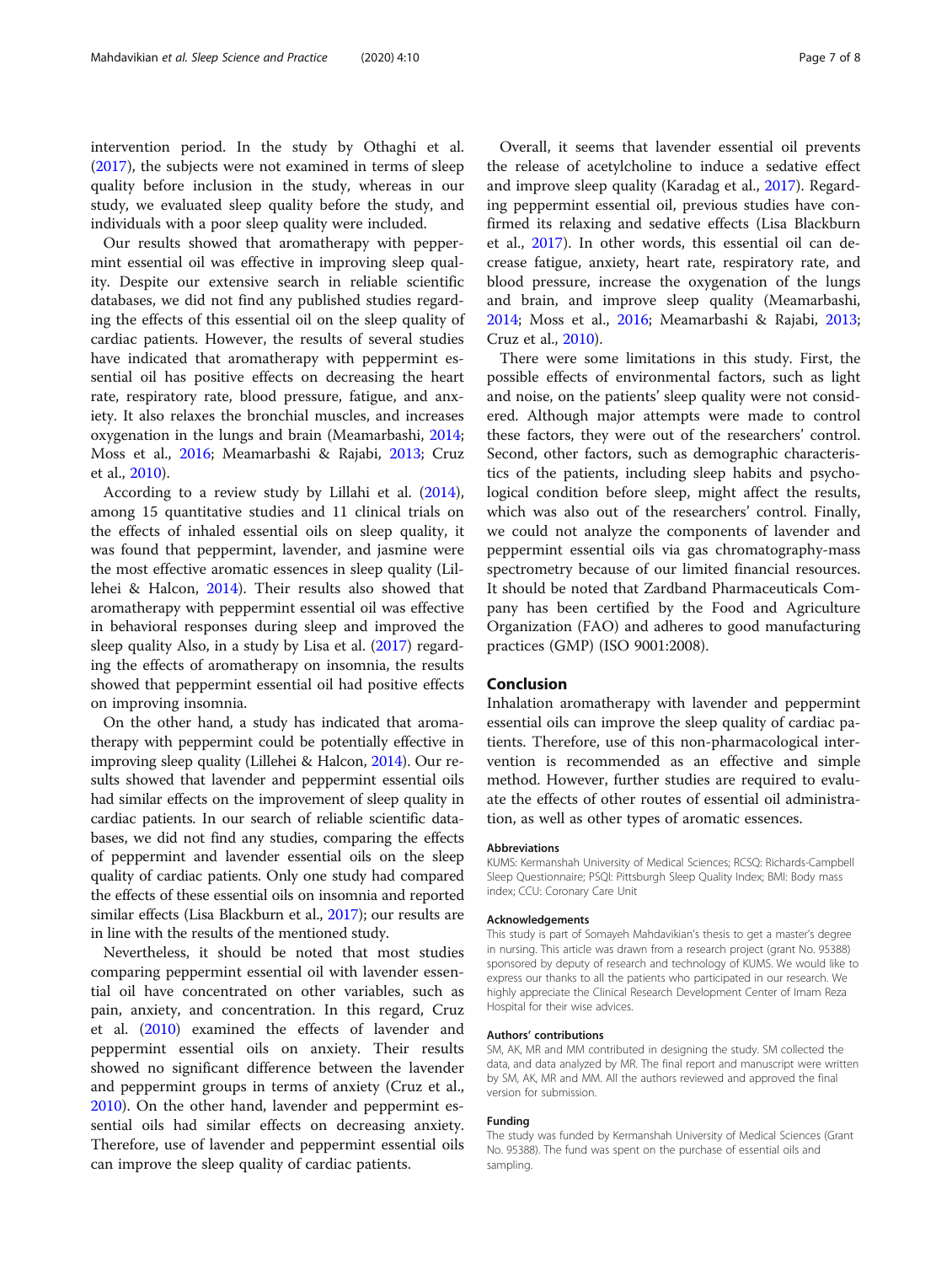intervention period. In the study by Othaghi et al. (2017), the subjects were not examined in terms of sleep quality before inclusion in the study, whereas in our study, we evaluated sleep quality before the study, and individuals with a poor sleep quality were included.

Our results showed that aromatherapy with peppermint essential oil was effective in improving sleep quality. Despite our extensive search in reliable scientific databases, we did not find any published studies regarding the effects of this essential oil on the sleep quality of cardiac patients. However, the results of several studies have indicated that aromatherapy with peppermint essential oil has positive effects on decreasing the heart rate, respiratory rate, blood pressure, fatigue, and anxiety. It also relaxes the bronchial muscles, and increases oxygenation in the lungs and brain (Meamarbashi, 2014; Moss et al., 2016; Meamarbashi & Rajabi, 2013; Cruz et al., 2010).

According to a review study by Lillahi et al. (2014), among 15 quantitative studies and 11 clinical trials on the effects of inhaled essential oils on sleep quality, it was found that peppermint, lavender, and jasmine were the most effective aromatic essences in sleep quality (Lillehei & Halcon, 2014). Their results also showed that aromatherapy with peppermint essential oil was effective in behavioral responses during sleep and improved the sleep quality Also, in a study by Lisa et al. (2017) regarding the effects of aromatherapy on insomnia, the results showed that peppermint essential oil had positive effects on improving insomnia.

On the other hand, a study has indicated that aromatherapy with peppermint could be potentially effective in improving sleep quality (Lillehei & Halcon, 2014). Our results showed that lavender and peppermint essential oils had similar effects on the improvement of sleep quality in cardiac patients. In our search of reliable scientific databases, we did not find any studies, comparing the effects of peppermint and lavender essential oils on the sleep quality of cardiac patients. Only one study had compared the effects of these essential oils on insomnia and reported similar effects (Lisa Blackburn et al., 2017); our results are in line with the results of the mentioned study.

Nevertheless, it should be noted that most studies comparing peppermint essential oil with lavender essential oil have concentrated on other variables, such as pain, anxiety, and concentration. In this regard, Cruz et al. (2010) examined the effects of lavender and peppermint essential oils on anxiety. Their results showed no significant difference between the lavender and peppermint groups in terms of anxiety (Cruz et al., 2010). On the other hand, lavender and peppermint essential oils had similar effects on decreasing anxiety. Therefore, use of lavender and peppermint essential oils can improve the sleep quality of cardiac patients.

Overall, it seems that lavender essential oil prevents the release of acetylcholine to induce a sedative effect and improve sleep quality (Karadag et al., 2017). Regarding peppermint essential oil, previous studies have confirmed its relaxing and sedative effects (Lisa Blackburn et al., 2017). In other words, this essential oil can decrease fatigue, anxiety, heart rate, respiratory rate, and blood pressure, increase the oxygenation of the lungs and brain, and improve sleep quality (Meamarbashi, 2014; Moss et al., 2016; Meamarbashi & Rajabi, 2013; Cruz et al., 2010).

There were some limitations in this study. First, the possible effects of environmental factors, such as light and noise, on the patients' sleep quality were not considered. Although major attempts were made to control these factors, they were out of the researchers' control. Second, other factors, such as demographic characteristics of the patients, including sleep habits and psychological condition before sleep, might affect the results, which was also out of the researchers' control. Finally, we could not analyze the components of lavender and peppermint essential oils via gas chromatography-mass spectrometry because of our limited financial resources. It should be noted that Zardband Pharmaceuticals Company has been certified by the Food and Agriculture Organization (FAO) and adheres to good manufacturing practices (GMP) (ISO 9001:2008).

## Conclusion

Inhalation aromatherapy with lavender and peppermint essential oils can improve the sleep quality of cardiac patients. Therefore, use of this non-pharmacological intervention is recommended as an effective and simple method. However, further studies are required to evaluate the effects of other routes of essential oil administration, as well as other types of aromatic essences.

#### Abbreviations

KUMS: Kermanshah University of Medical Sciences; RCSQ: Richards-Campbell Sleep Questionnaire; PSQI: Pittsburgh Sleep Quality Index; BMI: Body mass index; CCU: Coronary Care Unit

#### Acknowledgements

This study is part of Somayeh Mahdavikian's thesis to get a master's degree in nursing. This article was drawn from a research project (grant No. 95388) sponsored by deputy of research and technology of KUMS. We would like to express our thanks to all the patients who participated in our research. We highly appreciate the Clinical Research Development Center of Imam Reza Hospital for their wise advices.

#### Authors' contributions

SM, AK, MR and MM contributed in designing the study. SM collected the data, and data analyzed by MR. The final report and manuscript were written by SM, AK, MR and MM. All the authors reviewed and approved the final version for submission.

#### Funding

The study was funded by Kermanshah University of Medical Sciences (Grant No. 95388). The fund was spent on the purchase of essential oils and sampling.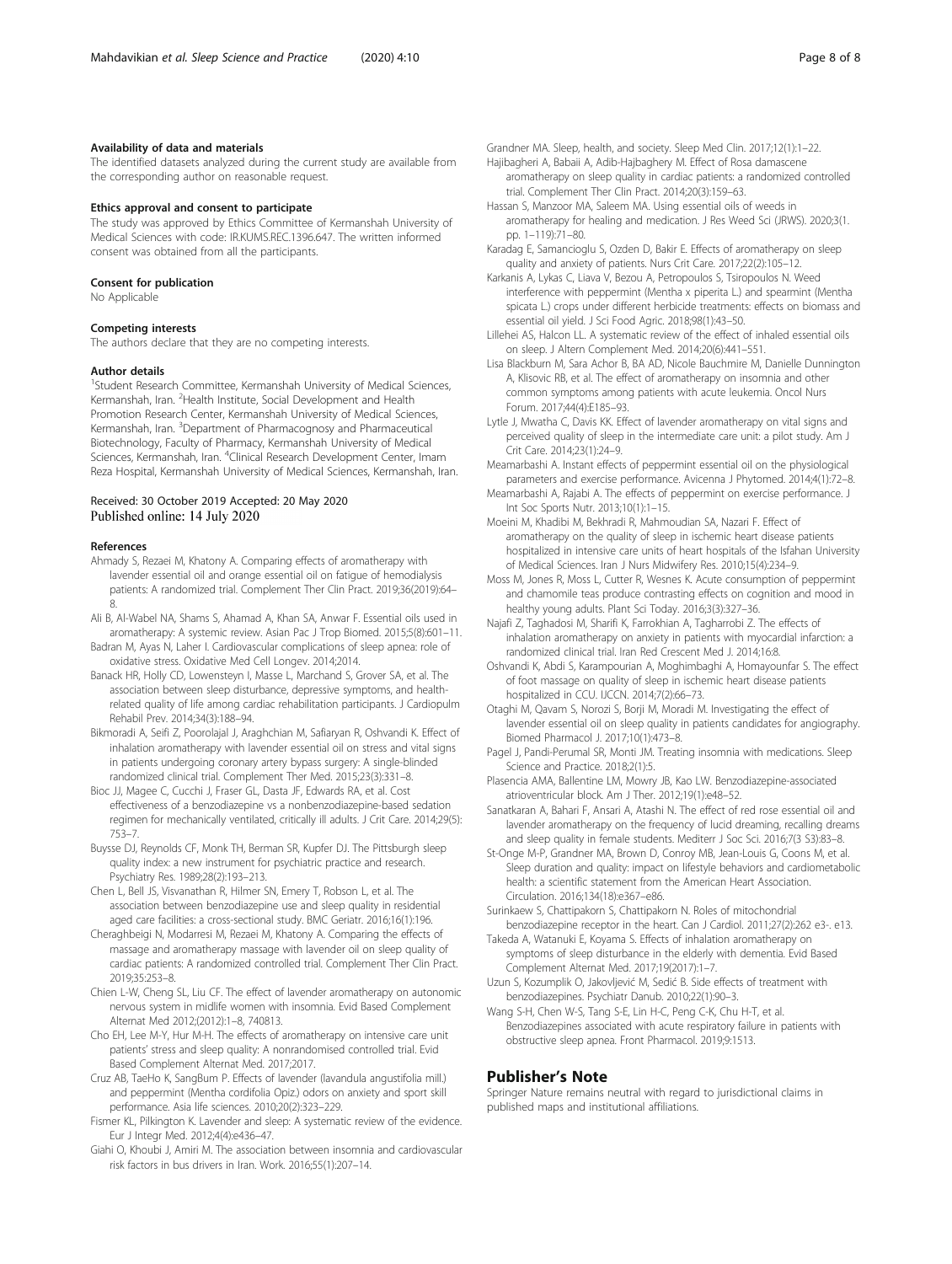#### Availability of data and materials

The identified datasets analyzed during the current study are available from the corresponding author on reasonable request.

#### Ethics approval and consent to participate

The study was approved by Ethics Committee of Kermanshah University of Medical Sciences with code: IR.KUMS.REC.1396.647. The written informed consent was obtained from all the participants.

#### Consent for publication

No Applicable

#### Competing interests

The authors declare that they are no competing interests.

#### Author details

[1]Student Research Committee, Kermanshah University of Medical Sciences, Kermanshah, Iran. [2]Health Institute, Social Development and Health Promotion Research Center, Kermanshah University of Medical Sciences, Kermanshah, Iran. [3]Department of Pharmacognosy and Pharmaceutical Biotechnology, Faculty of Pharmacy, Kermanshah University of Medical Sciences, Kermanshah, Iran. [4]Clinical Research Development Center, Imam Reza Hospital, Kermanshah University of Medical Sciences, Kermanshah, Iran.

Received: 30 October 2019 Accepted: 20 May 2020
Published online: 14 July 2020

#### References

Ahmady S, Rezaei M, Khatony A. Comparing effects of aromatherapy with lavender essential oil and orange essential oil on fatigue of hemodialysis patients: A randomized trial. Complement Ther Clin Pract. 2019;36(2019):64–8.

Ali B, Al-Wabel NA, Shams S, Ahamad A, Khan SA, Anwar F. Essential oils used in aromatherapy: A systemic review. Asian Pac J Trop Biomed. 2015;5(8):601–11.

Badran M, Ayas N, Laher I. Cardiovascular complications of sleep apnea: role of oxidative stress. Oxidative Med Cell Longev. 2014;2014.

Banack HR, Holly CD, Lowensteyn I, Masse L, Marchand S, Grover SA, et al. The association between sleep disturbance, depressive symptoms, and health-related quality of life among cardiac rehabilitation participants. J Cardiopulm Rehabil Prev. 2014;34(3):188–94.

Bikmoradi A, Seifi Z, Poorolajal J, Araghchian M, Safiaryan R, Oshvandi K. Effect of inhalation aromatherapy with lavender essential oil on stress and vital signs in patients undergoing coronary artery bypass surgery: A single-blinded randomized clinical trial. Complement Ther Med. 2015;23(3):331–8.

Bioc JJ, Magee C, Cucchi J, Fraser GL, Dasta JF, Edwards RA, et al. Cost effectiveness of a benzodiazepine vs a nonbenzodiazepine-based sedation regimen for mechanically ventilated, critically ill adults. J Crit Care. 2014;29(5):753–7.

Buysse DJ, Reynolds CF, Monk TH, Berman SR, Kupfer DJ. The Pittsburgh sleep quality index: a new instrument for psychiatric practice and research. Psychiatry Res. 1989;28(2):193–213.

Chen L, Bell JS, Visvanathan R, Hilmer SN, Emery T, Robson L, et al. The association between benzodiazepine use and sleep quality in residential aged care facilities: a cross-sectional study. BMC Geriatr. 2016;16(1):196.

Cheraghbeigi N, Modarresi M, Rezaei M, Khatony A. Comparing the effects of massage and aromatherapy massage with lavender oil on sleep quality of cardiac patients: A randomized controlled trial. Complement Ther Clin Pract. 2019;35:253–8.

Chien L-W, Cheng SL, Liu CF. The effect of lavender aromatherapy on autonomic nervous system in midlife women with insomnia. Evid Based Complement Alternat Med 2012;(2012):1–8, 740813.

Cho EH, Lee M-Y, Hur M-H. The effects of aromatherapy on intensive care unit patients' stress and sleep quality: A nonrandomised controlled trial. Evid Based Complement Alternat Med. 2017;2017.

Cruz AB, TaeHo K, SangBum P. Effects of lavender (lavandula angustifolia mill.) and peppermint (Mentha cordifolia Opiz.) odors on anxiety and sport skill performance. Asia life sciences. 2010;20(2):323–229.

Fismer KL, Pilkington K. Lavender and sleep: A systematic review of the evidence. Eur J Integr Med. 2012;4(4):e436–47.

Giahi O, Khoubi J, Amiri M. The association between insomnia and cardiovascular risk factors in bus drivers in Iran. Work. 2016;55(1):207–14.

Grandner MA. Sleep, health, and society. Sleep Med Clin. 2017;12(1):1–22.

Hajibagheri A, Babaii A, Adib-Hajbaghery M. Effect of Rosa damascene aromatherapy on sleep quality in cardiac patients: a randomized controlled trial. Complement Ther Clin Pract. 2014;20(3):159–63.

Hassan S, Manzoor MA, Saleem MA. Using essential oils of weeds in aromatherapy for healing and medication. J Res Weed Sci (JRWS). 2020;3(1. pp. 1–119):71–80.

Karadag E, Samancioglu S, Ozden D, Bakir E. Effects of aromatherapy on sleep quality and anxiety of patients. Nurs Crit Care. 2017;22(2):105–12.

Karkanis A, Lykas C, Liava V, Bezou A, Petropoulos S, Tsiropoulos N. Weed interference with peppermint (Mentha x piperita L.) and spearmint (Mentha spicata L.) crops under different herbicide treatments: effects on biomass and essential oil yield. J Sci Food Agric. 2018;98(1):43–50.

Lillehei AS, Halcon LL. A systematic review of the effect of inhaled essential oils on sleep. J Altern Complement Med. 2014;20(6):441–551.

Lisa Blackburn M, Sara Achor B, BA AD, Nicole Bauchmire M, Danielle Dunnington A, Klisovic RB, et al. The effect of aromatherapy on insomnia and other common symptoms among patients with acute leukemia. Oncol Nurs Forum. 2017;44(4):E185–93.

Lytle J, Mwatha C, Davis KK. Effect of lavender aromatherapy on vital signs and perceived quality of sleep in the intermediate care unit: a pilot study. Am J Crit Care. 2014;23(1):24–9.

Meamarbashi A. Instant effects of peppermint essential oil on the physiological parameters and exercise performance. Avicenna J Phytomed. 2014;4(1):72–8.

Meamarbashi A, Rajabi A. The effects of peppermint on exercise performance. J Int Soc Sports Nutr. 2013;10(1):1–15.

Moeini M, Khadibi M, Bekhradi R, Mahmoudian SA, Nazari F. Effect of aromatherapy on the quality of sleep in ischemic heart disease patients hospitalized in intensive care units of heart hospitals of the Isfahan University of Medical Sciences. Iran J Nurs Midwifery Res. 2010;15(4):234–9.

Moss M, Jones R, Moss L, Cutter R, Wesnes K. Acute consumption of peppermint and chamomile teas produce contrasting effects on cognition and mood in healthy young adults. Plant Sci Today. 2016;3(3):327–36.

Najafi Z, Taghadosi M, Sharifi K, Farrokhian A, Tagharrobi Z. The effects of inhalation aromatherapy on anxiety in patients with myocardial infarction: a randomized clinical trial. Iran Red Crescent Med J. 2014;16:8.

Oshvandi K, Abdi S, Karampourian A, Moghimbaghi A, Homayounfar S. The effect of foot massage on quality of sleep in ischemic heart disease patients hospitalized in CCU. IJCCN. 2014;7(2):66–73.

Otaghi M, Qavam S, Norozi S, Borji M, Moradi M. Investigating the effect of lavender essential oil on sleep quality in patients candidates for angiography. Biomed Pharmacol J. 2017;10(1):473–8.

Pagel J, Pandi-Perumal SR, Monti JM. Treating insomnia with medications. Sleep Science and Practice. 2018;2(1):5.

Plasencia AMA, Ballentine LM, Mowry JB, Kao LW. Benzodiazepine-associated atrioventricular block. Am J Ther. 2012;19(1):e48–52.

Sanatkaran A, Bahari F, Ansari A, Atashi N. The effect of red rose essential oil and lavender aromatherapy on the frequency of lucid dreaming, recalling dreams and sleep quality in female students. Mediterr J Soc Sci. 2016;7(3 S3):83–8.

St-Onge M-P, Grandner MA, Brown D, Conroy MB, Jean-Louis G, Coons M, et al. Sleep duration and quality: impact on lifestyle behaviors and cardiometabolic health: a scientific statement from the American Heart Association. Circulation. 2016;134(18):e367–e86.

Surinkaew S, Chattipakorn S, Chattipakorn N. Roles of mitochondrial benzodiazepine receptor in the heart. Can J Cardiol. 2011;27(2):262 e3-. e13.

Takeda A, Watanuki E, Koyama S. Effects of inhalation aromatherapy on symptoms of sleep disturbance in the elderly with dementia. Evid Based Complement Alternat Med. 2017;19(2017):1–7.

Uzun S, Kozumplik O, Jakovljević M, Sedić B. Side effects of treatment with benzodiazepines. Psychiatr Danub. 2010;22(1):90–3.

Wang S-H, Chen W-S, Tang S-E, Lin H-C, Peng C-K, Chu H-T, et al. Benzodiazepines associated with acute respiratory failure in patients with obstructive sleep apnea. Front Pharmacol. 2019;9:1513.

## Publisher's Note

Springer Nature remains neutral with regard to jurisdictional claims in published maps and institutional affiliations.